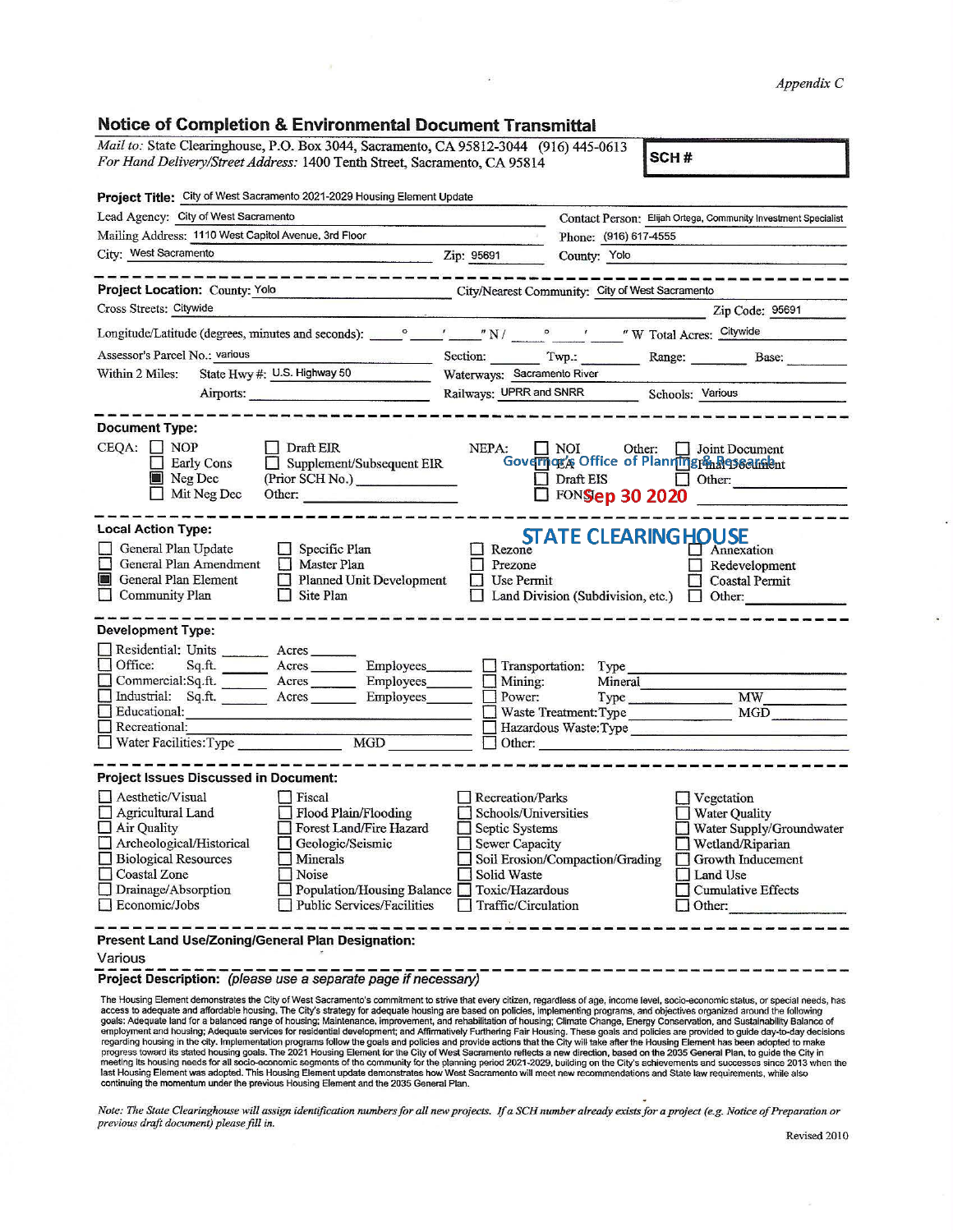*Appendix C*

## Notice of Completion & Environmental Document Transmittal

*Mail to:* State Clearinghouse, P.O. Box 3044, Sacramento, CA 95812-3044 (916) 445-0613
*For Hand Delivery/Street Address:* 1400 Tenth Street, Sacramento, CA 95814

**SCH #**

**Project Title:** City of West Sacramento 2021-2029 Housing Element Update

Lead Agency: City of West Sacramento
Contact Person: Elijah Ortega, Community Investment Specialist
Mailing Address: 1110 West Capitol Avenue, 3rd Floor
Phone: (916) 617-4555
City: West Sacramento Zip: 95691 County: Yolo

---

**Project Location:** County: Yolo City/Nearest Community: City of West Sacramento
Cross Streets: Citywide Zip Code: 95691
Longitude/Latitude (degrees, minutes and seconds): ____° ____′ ____″ N / ____° ____′ ____″ W Total Acres: Citywide
Assessor's Parcel No.: various Section: ____ Twp.: ____ Range: ____ Base: ____
Within 2 Miles: State Hwy #: U.S. Highway 50 Waterways: Sacramento River
Airports: ____ Railways: UPRR and SNRR Schools: Various

---

**Document Type:**

CEQA: ☐ NOP ☐ Early Cons ☒ Neg Dec ☐ Mit Neg Dec ☐ Draft EIR ☐ Supplement/Subsequent EIR (Prior SCH No.) ____ Other: ____
NEPA: ☐ NOI ☐ EA ☐ Draft EIS ☐ FONSI
Other: ☐ Joint Document ☐ Final Document ☐ Other: ____

Governor's Office of Planning & Research
Sep 30 2020
STATE CLEARINGHOUSE

---

**Local Action Type:**

☐ General Plan Update ☐ General Plan Amendment ☒ General Plan Element ☐ Community Plan ☐ Specific Plan ☐ Master Plan ☐ Planned Unit Development ☐ Site Plan ☐ Rezone ☐ Prezone ☐ Use Permit ☐ Land Division (Subdivision, etc.) ☐ Annexation ☐ Redevelopment ☐ Coastal Permit ☐ Other: ____

---

**Development Type:**

☐ Residential: Units ____ Acres ____
☐ Office: Sq.ft. ____ Acres ____ Employees ____
☐ Commercial: Sq.ft. ____ Acres ____ Employees ____
☐ Industrial: Sq.ft. ____ Acres ____ Employees ____
☐ Educational: ____
☐ Recreational: ____
☐ Water Facilities: Type ____ MGD ____
☐ Transportation: Type ____
☐ Mining: Mineral ____
☐ Power: Type ____ MW ____
☐ Waste Treatment: Type ____ MGD ____
☐ Hazardous Waste: Type ____
☐ Other: ____

---

**Project Issues Discussed in Document:**

☐ Aesthetic/Visual ☐ Agricultural Land ☐ Air Quality ☐ Archeological/Historical ☐ Biological Resources ☐ Coastal Zone ☐ Drainage/Absorption ☐ Economic/Jobs ☐ Fiscal ☐ Flood Plain/Flooding ☐ Forest Land/Fire Hazard ☐ Geologic/Seismic ☐ Minerals ☐ Noise ☐ Population/Housing Balance ☐ Public Services/Facilities ☐ Recreation/Parks ☐ Schools/Universities ☐ Septic Systems ☐ Sewer Capacity ☐ Soil Erosion/Compaction/Grading ☐ Solid Waste ☐ Toxic/Hazardous ☐ Traffic/Circulation ☐ Vegetation ☐ Water Quality ☐ Water Supply/Groundwater ☐ Wetland/Riparian ☐ Growth Inducement ☐ Land Use ☐ Cumulative Effects ☐ Other: ____

---

**Present Land Use/Zoning/General Plan Designation:**
Various

**Project Description:** *(please use a separate page if necessary)*

The Housing Element demonstrates the City of West Sacramento's commitment to strive that every citizen, regardless of age, income level, socio-economic status, or special needs, has access to adequate and affordable housing. The City's strategy for adequate housing are based on policies, implementing programs, and objectives organized around the following goals: Adequate land for a balanced range of housing; Maintenance, improvement, and rehabilitation of housing; Climate Change, Energy Conservation, and Sustainability Balance of employment and housing; Adequate services for residential development; and Affirmatively Furthering Fair Housing. These goals and policies are provided to guide day-to-day decisions regarding housing in the city. Implementation programs follow the goals and policies and provide actions that the City will take after the Housing Element has been adopted to make progress toward its stated housing goals. The 2021 Housing Element for the City of West Sacramento reflects a new direction, based on the 2035 General Plan, to guide the City in meeting its housing needs for all socio-economic segments of the community for the planning period 2021-2029, building on the City's achievements and successes since 2013 when the last Housing Element was adopted. This Housing Element update demonstrates how West Sacramento will meet new recommendations and State law requirements, while also continuing the momentum under the previous Housing Element and the 2035 General Plan.

*Note: The State Clearinghouse will assign identification numbers for all new projects. If a SCH number already exists for a project (e.g. Notice of Preparation or previous draft document) please fill in.*

Revised 2010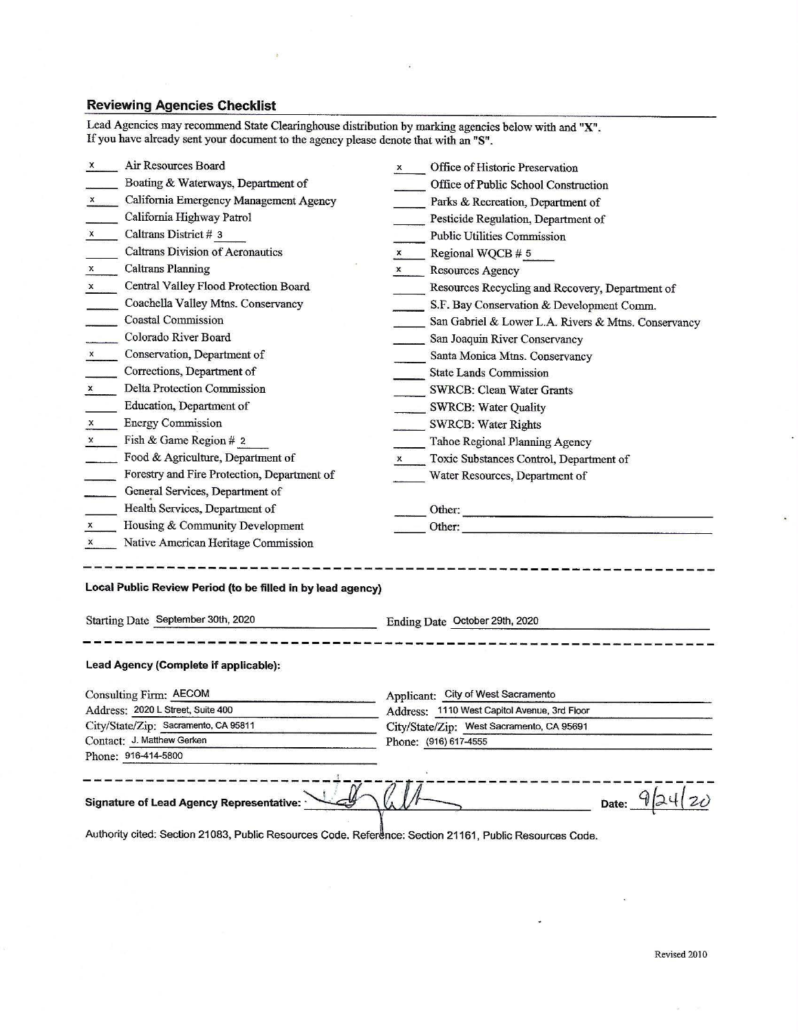## Reviewing Agencies Checklist

Lead Agencies may recommend State Clearinghouse distribution by marking agencies below with and "X".
If you have already sent your document to the agency please denote that with an "S".

- x Air Resources Board
- ___ Boating & Waterways, Department of
- x California Emergency Management Agency
- ___ California Highway Patrol
- x Caltrans District # 3
- ___ Caltrans Division of Aeronautics
- x Caltrans Planning
- x Central Valley Flood Protection Board
- ___ Coachella Valley Mtns. Conservancy
- ___ Coastal Commission
- ___ Colorado River Board
- x Conservation, Department of
- ___ Corrections, Department of
- x Delta Protection Commission
- ___ Education, Department of
- x Energy Commission
- x Fish & Game Region # 2
- ___ Food & Agriculture, Department of
- ___ Forestry and Fire Protection, Department of
- ___ General Services, Department of
- ___ Health Services, Department of
- x Housing & Community Development
- x Native American Heritage Commission
- x Office of Historic Preservation
- ___ Office of Public School Construction
- ___ Parks & Recreation, Department of
- ___ Pesticide Regulation, Department of
- ___ Public Utilities Commission
- x Regional WQCB # 5
- x Resources Agency
- ___ Resources Recycling and Recovery, Department of
- ___ S.F. Bay Conservation & Development Comm.
- ___ San Gabriel & Lower L.A. Rivers & Mtns. Conservancy
- ___ San Joaquin River Conservancy
- ___ Santa Monica Mtns. Conservancy
- ___ State Lands Commission
- ___ SWRCB: Clean Water Grants
- ___ SWRCB: Water Quality
- ___ SWRCB: Water Rights
- ___ Tahoe Regional Planning Agency
- x Toxic Substances Control, Department of
- ___ Water Resources, Department of
- ___ Other: ___
- ___ Other: ___

---

**Local Public Review Period (to be filled in by lead agency)**

Starting Date September 30th, 2020

Ending Date October 29th, 2020

---

**Lead Agency (Complete if applicable):**

Consulting Firm: AECOM
Address: 2020 L Street, Suite 400
City/State/Zip: Sacramento, CA 95811
Contact: J. Matthew Gerken
Phone: 916-414-5800

Applicant: City of West Sacramento
Address: 1110 West Capitol Avenue, 3rd Floor
City/State/Zip: West Sacramento, CA 95691
Phone: (916) 617-4555

---

**Signature of Lead Agency Representative:** [signature] Date: 9/24/20

Authority cited: Section 21083, Public Resources Code. Reference: Section 21161, Public Resources Code.

Revised 2010